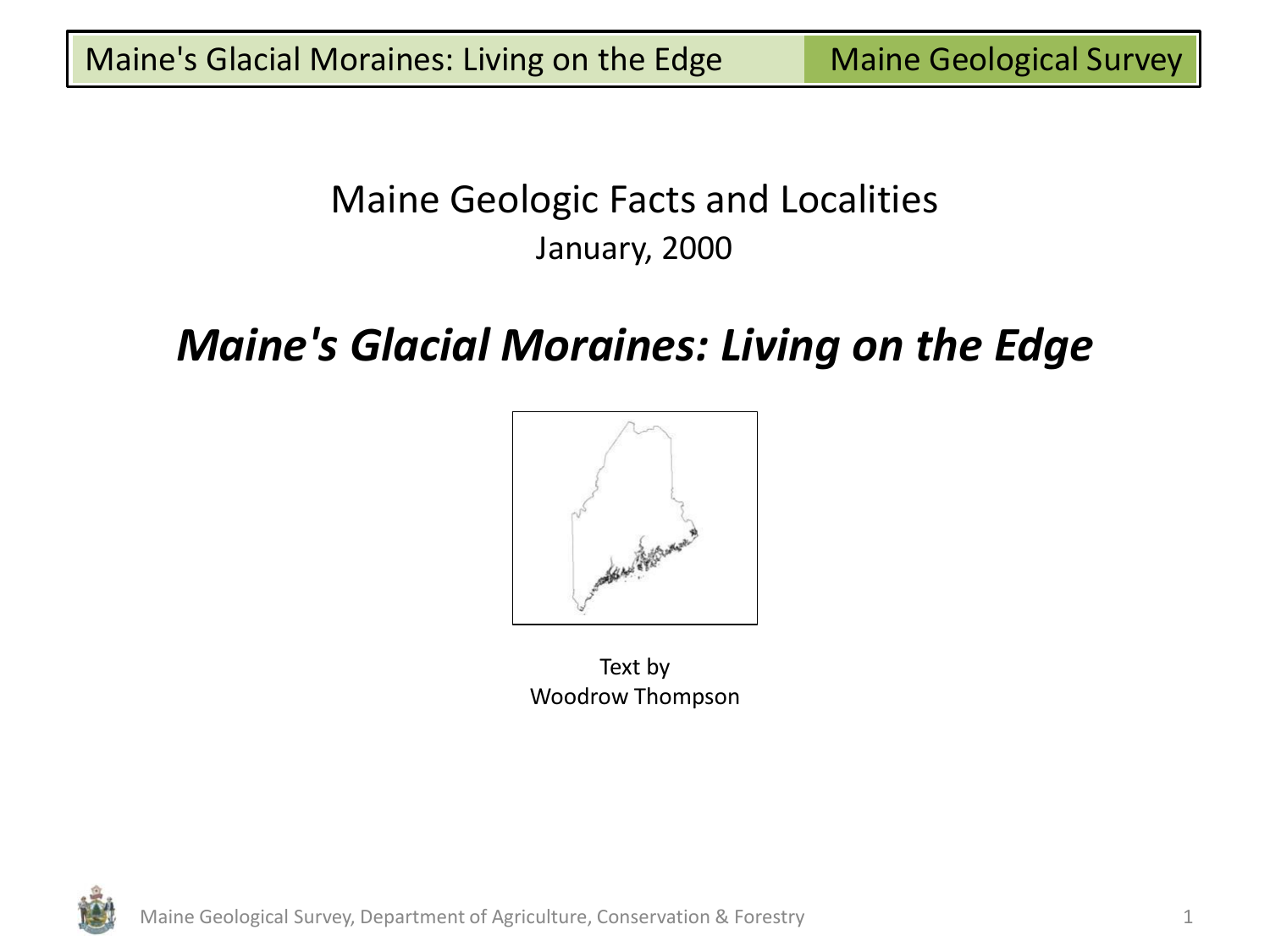Maine Geologic Facts and Localities

January, 2000

# *Maine's Glacial Moraines: Living on the Edge*

Text by

Woodrow Thompson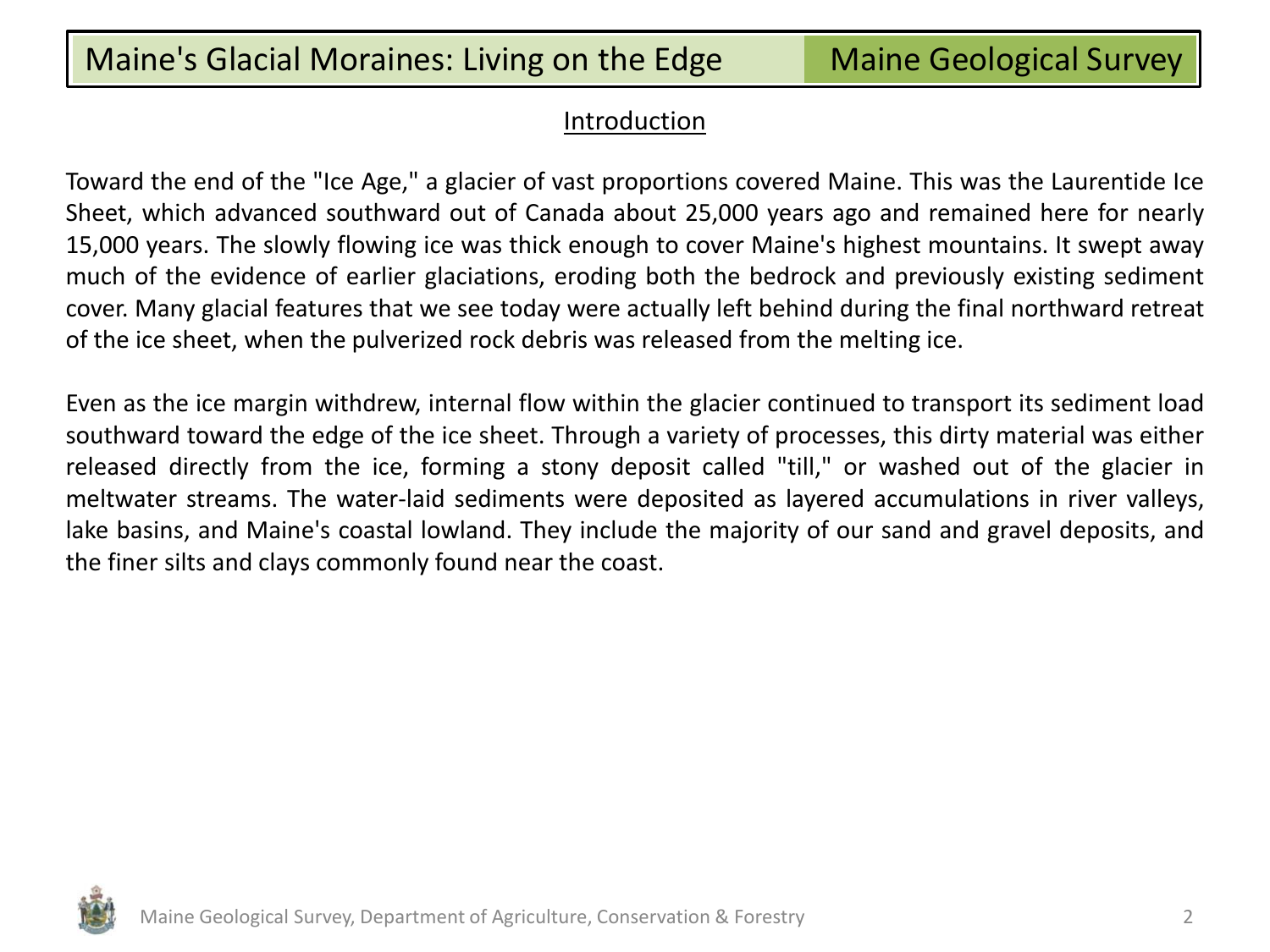## Introduction

Toward the end of the "Ice Age," a glacier of vast proportions covered Maine. This was the Laurentide Ice Sheet, which advanced southward out of Canada about 25,000 years ago and remained here for nearly 15,000 years. The slowly flowing ice was thick enough to cover Maine's highest mountains. It swept away much of the evidence of earlier glaciations, eroding both the bedrock and previously existing sediment cover. Many glacial features that we see today were actually left behind during the final northward retreat of the ice sheet, when the pulverized rock debris was released from the melting ice.

Even as the ice margin withdrew, internal flow within the glacier continued to transport its sediment load southward toward the edge of the ice sheet. Through a variety of processes, this dirty material was either released directly from the ice, forming a stony deposit called "till," or washed out of the glacier in meltwater streams. The water-laid sediments were deposited as layered accumulations in river valleys, lake basins, and Maine's coastal lowland. They include the majority of our sand and gravel deposits, and the finer silts and clays commonly found near the coast.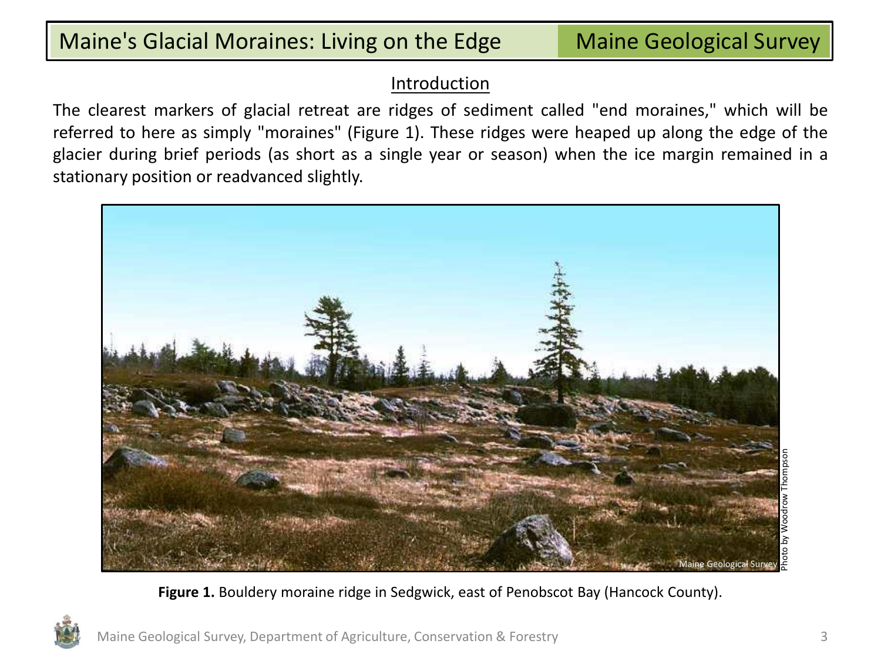## Introduction

The clearest markers of glacial retreat are ridges of sediment called "end moraines," which will be referred to here as simply "moraines" (Figure 1). These ridges were heaped up along the edge of the glacier during brief periods (as short as a single year or season) when the ice margin remained in a stationary position or readvanced slightly.

**Figure 1.** Bouldery moraine ridge in Sedgwick, east of Penobscot Bay (Hancock County).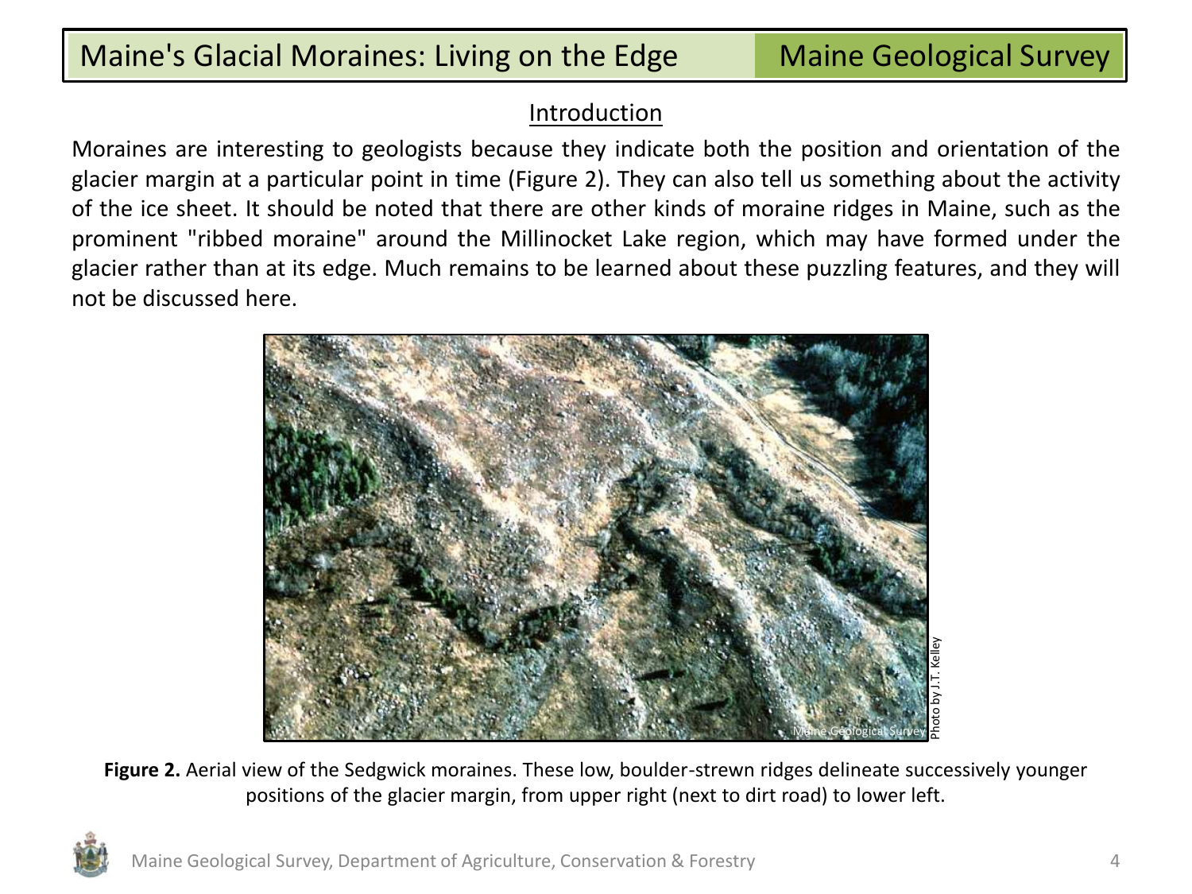## Introduction

Moraines are interesting to geologists because they indicate both the position and orientation of the glacier margin at a particular point in time (Figure 2). They can also tell us something about the activity of the ice sheet. It should be noted that there are other kinds of moraine ridges in Maine, such as the prominent "ribbed moraine" around the Millinocket Lake region, which may have formed under the glacier rather than at its edge. Much remains to be learned about these puzzling features, and they will not be discussed here.

**Figure 2.** Aerial view of the Sedgwick moraines. These low, boulder-strewn ridges delineate successively younger positions of the glacier margin, from upper right (next to dirt road) to lower left.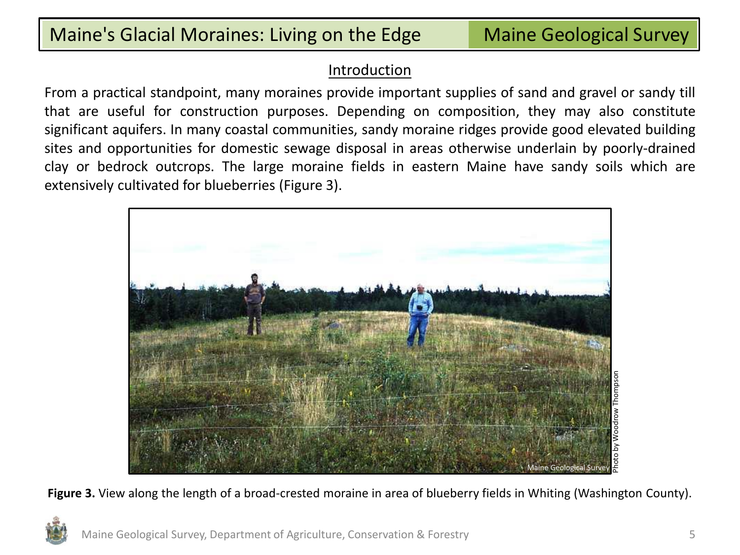## Introduction

From a practical standpoint, many moraines provide important supplies of sand and gravel or sandy till that are useful for construction purposes. Depending on composition, they may also constitute significant aquifers. In many coastal communities, sandy moraine ridges provide good elevated building sites and opportunities for domestic sewage disposal in areas otherwise underlain by poorly-drained clay or bedrock outcrops. The large moraine fields in eastern Maine have sandy soils which are extensively cultivated for blueberries (Figure 3).

Photo by Woodrow Thompson

**Figure 3.** View along the length of a broad-crested moraine in area of blueberry fields in Whiting (Washington County).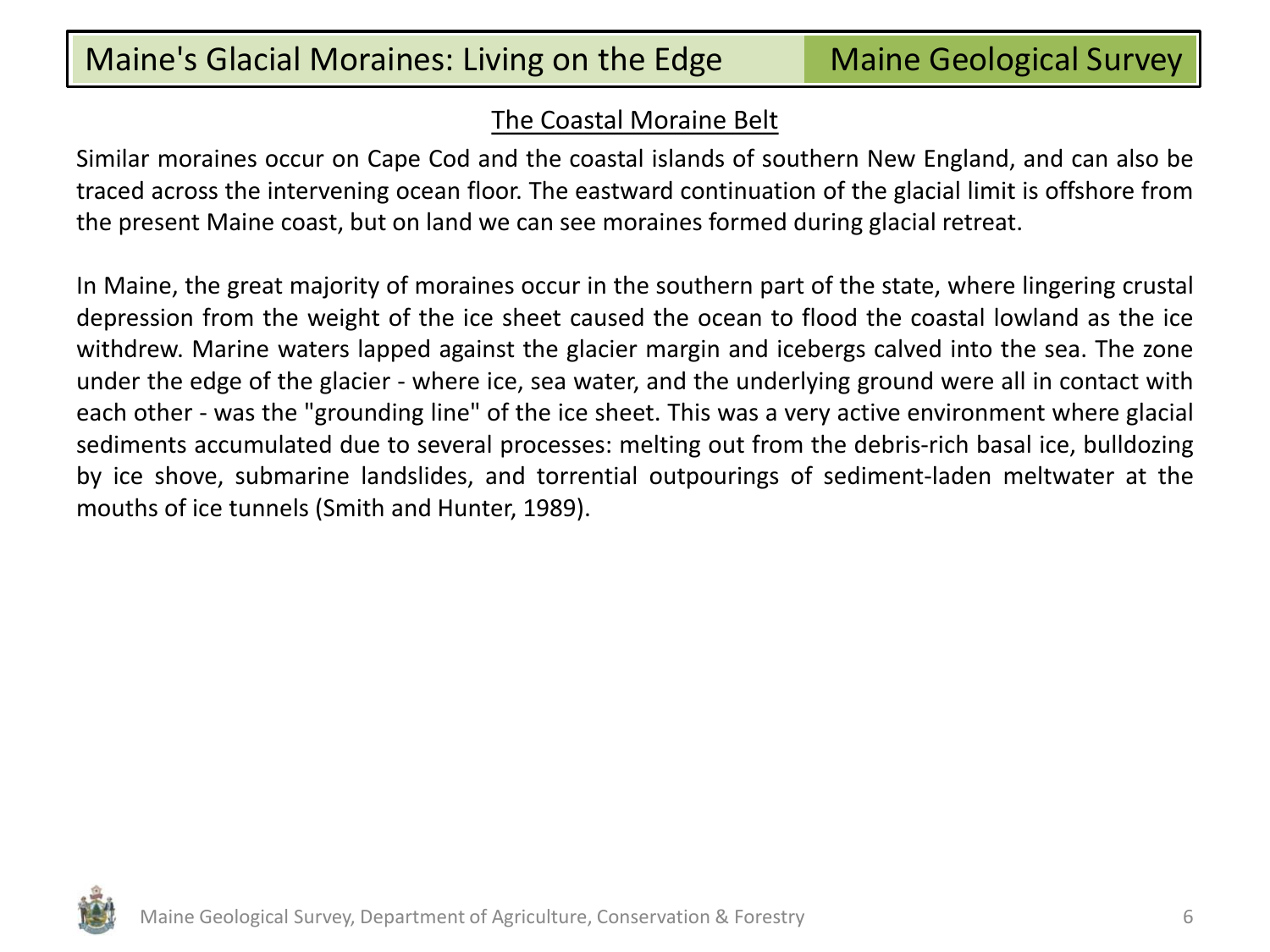## The Coastal Moraine Belt

Similar moraines occur on Cape Cod and the coastal islands of southern New England, and can also be traced across the intervening ocean floor. The eastward continuation of the glacial limit is offshore from the present Maine coast, but on land we can see moraines formed during glacial retreat.

In Maine, the great majority of moraines occur in the southern part of the state, where lingering crustal depression from the weight of the ice sheet caused the ocean to flood the coastal lowland as the ice withdrew. Marine waters lapped against the glacier margin and icebergs calved into the sea. The zone under the edge of the glacier - where ice, sea water, and the underlying ground were all in contact with each other - was the "grounding line" of the ice sheet. This was a very active environment where glacial sediments accumulated due to several processes: melting out from the debris-rich basal ice, bulldozing by ice shove, submarine landslides, and torrential outpourings of sediment-laden meltwater at the mouths of ice tunnels (Smith and Hunter, 1989).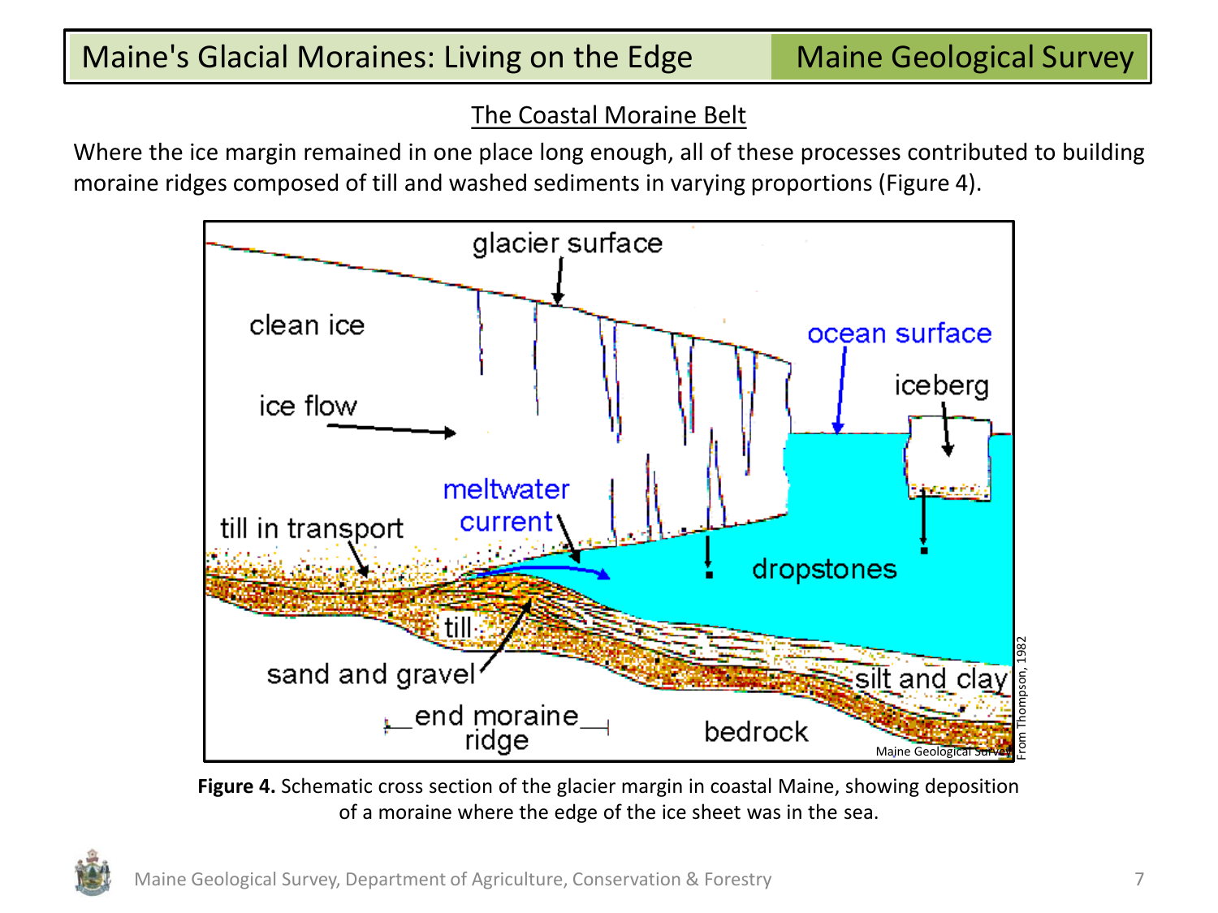## The Coastal Moraine Belt

Where the ice margin remained in one place long enough, all of these processes contributed to building moraine ridges composed of till and washed sediments in varying proportions (Figure 4).

**Figure 4.** Schematic cross section of the glacier margin in coastal Maine, showing deposition of a moraine where the edge of the ice sheet was in the sea.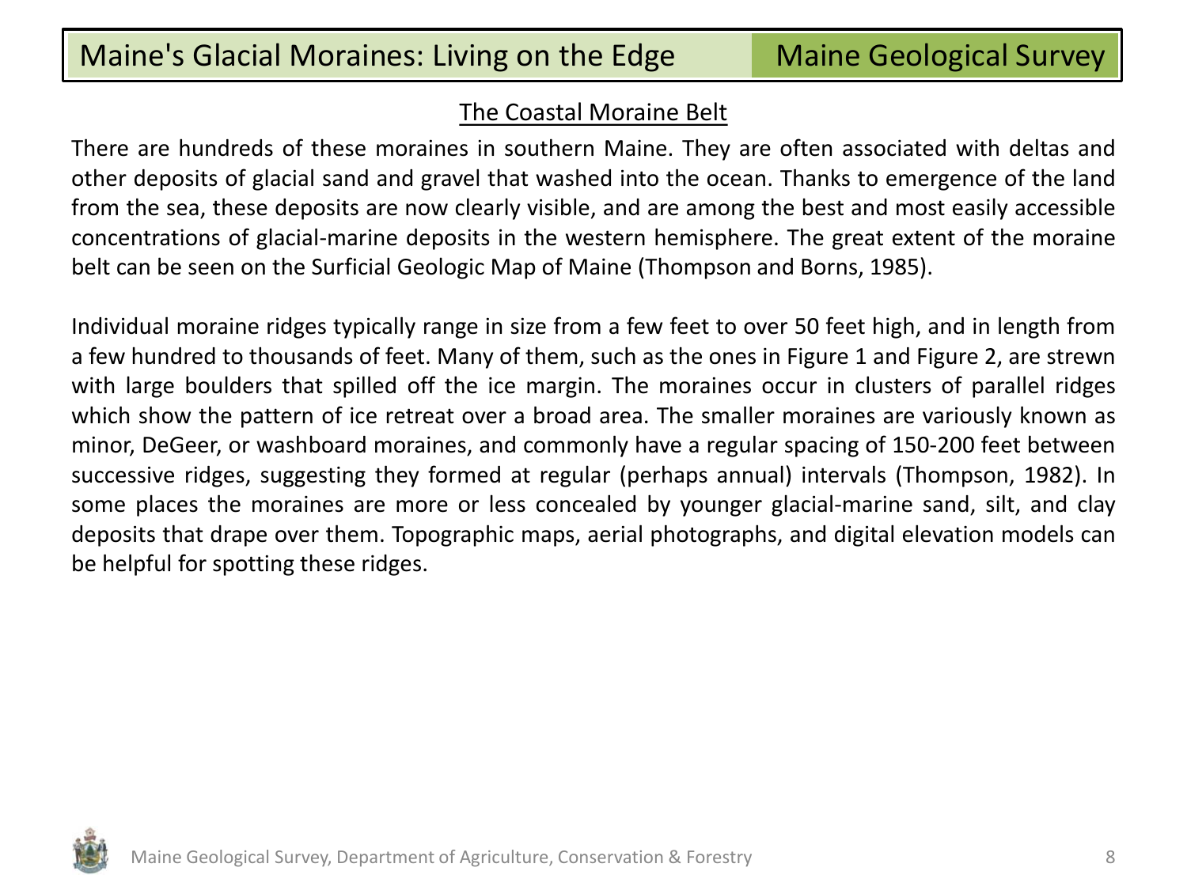## The Coastal Moraine Belt

There are hundreds of these moraines in southern Maine. They are often associated with deltas and other deposits of glacial sand and gravel that washed into the ocean. Thanks to emergence of the land from the sea, these deposits are now clearly visible, and are among the best and most easily accessible concentrations of glacial-marine deposits in the western hemisphere. The great extent of the moraine belt can be seen on the Surficial Geologic Map of Maine (Thompson and Borns, 1985).

Individual moraine ridges typically range in size from a few feet to over 50 feet high, and in length from a few hundred to thousands of feet. Many of them, such as the ones in Figure 1 and Figure 2, are strewn with large boulders that spilled off the ice margin. The moraines occur in clusters of parallel ridges which show the pattern of ice retreat over a broad area. The smaller moraines are variously known as minor, DeGeer, or washboard moraines, and commonly have a regular spacing of 150-200 feet between successive ridges, suggesting they formed at regular (perhaps annual) intervals (Thompson, 1982). In some places the moraines are more or less concealed by younger glacial-marine sand, silt, and clay deposits that drape over them. Topographic maps, aerial photographs, and digital elevation models can be helpful for spotting these ridges.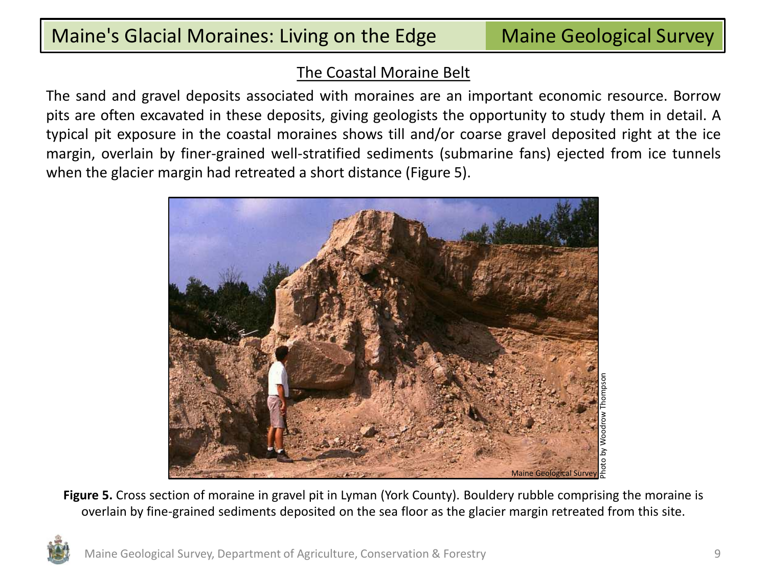## The Coastal Moraine Belt

The sand and gravel deposits associated with moraines are an important economic resource. Borrow pits are often excavated in these deposits, giving geologists the opportunity to study them in detail. A typical pit exposure in the coastal moraines shows till and/or coarse gravel deposited right at the ice margin, overlain by finer-grained well-stratified sediments (submarine fans) ejected from ice tunnels when the glacier margin had retreated a short distance (Figure 5).

**Figure 5.** Cross section of moraine in gravel pit in Lyman (York County). Bouldery rubble comprising the moraine is overlain by fine-grained sediments deposited on the sea floor as the glacier margin retreated from this site.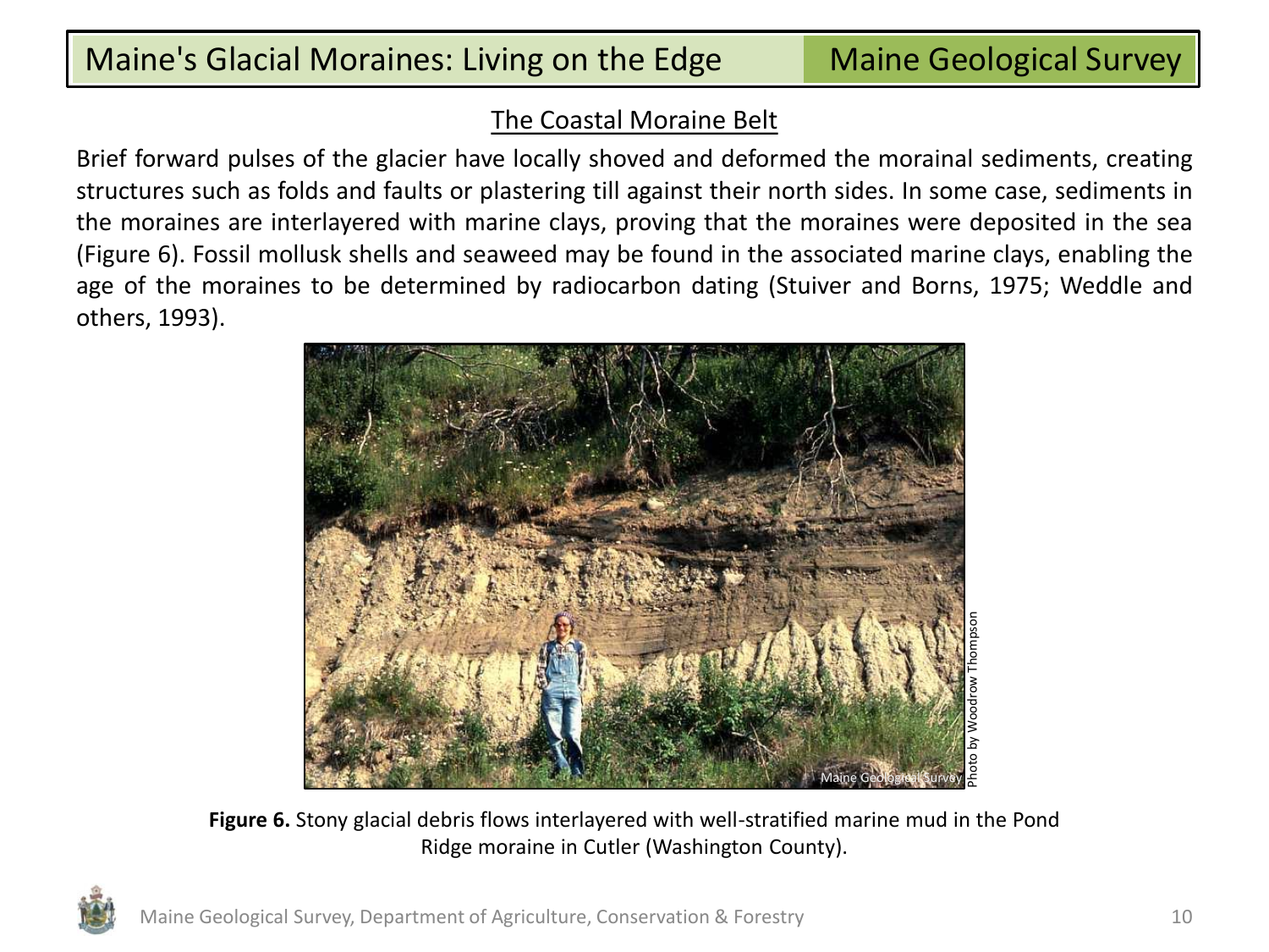## The Coastal Moraine Belt

Brief forward pulses of the glacier have locally shoved and deformed the morainal sediments, creating structures such as folds and faults or plastering till against their north sides. In some case, sediments in the moraines are interlayered with marine clays, proving that the moraines were deposited in the sea (Figure 6). Fossil mollusk shells and seaweed may be found in the associated marine clays, enabling the age of the moraines to be determined by radiocarbon dating (Stuiver and Borns, 1975; Weddle and others, 1993).

**Figure 6.** Stony glacial debris flows interlayered with well-stratified marine mud in the Pond Ridge moraine in Cutler (Washington County).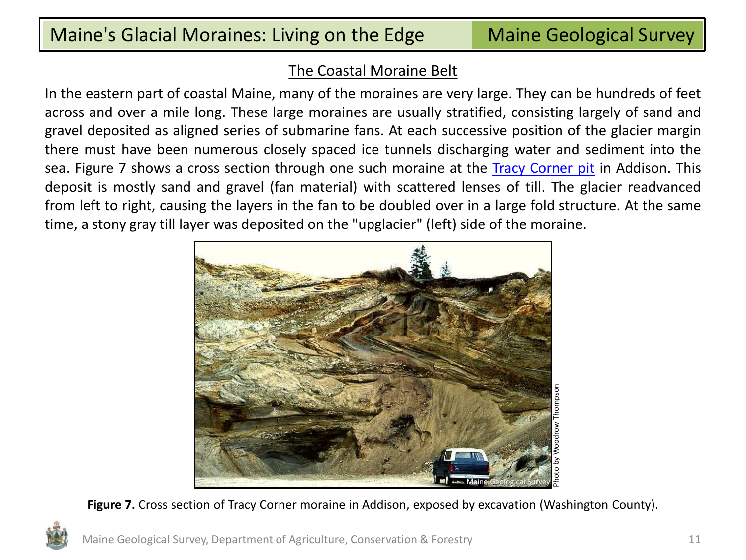## The Coastal Moraine Belt

In the eastern part of coastal Maine, many of the moraines are very large. They can be hundreds of feet across and over a mile long. These large moraines are usually stratified, consisting largely of sand and gravel deposited as aligned series of submarine fans. At each successive position of the glacier margin there must have been numerous closely spaced ice tunnels discharging water and sediment into the sea. Figure 7 shows a cross section through one such moraine at the Tracy Corner pit in Addison. This deposit is mostly sand and gravel (fan material) with scattered lenses of till. The glacier readvanced from left to right, causing the layers in the fan to be doubled over in a large fold structure. At the same time, a stony gray till layer was deposited on the "upglacier" (left) side of the moraine.

**Figure 7.** Cross section of Tracy Corner moraine in Addison, exposed by excavation (Washington County).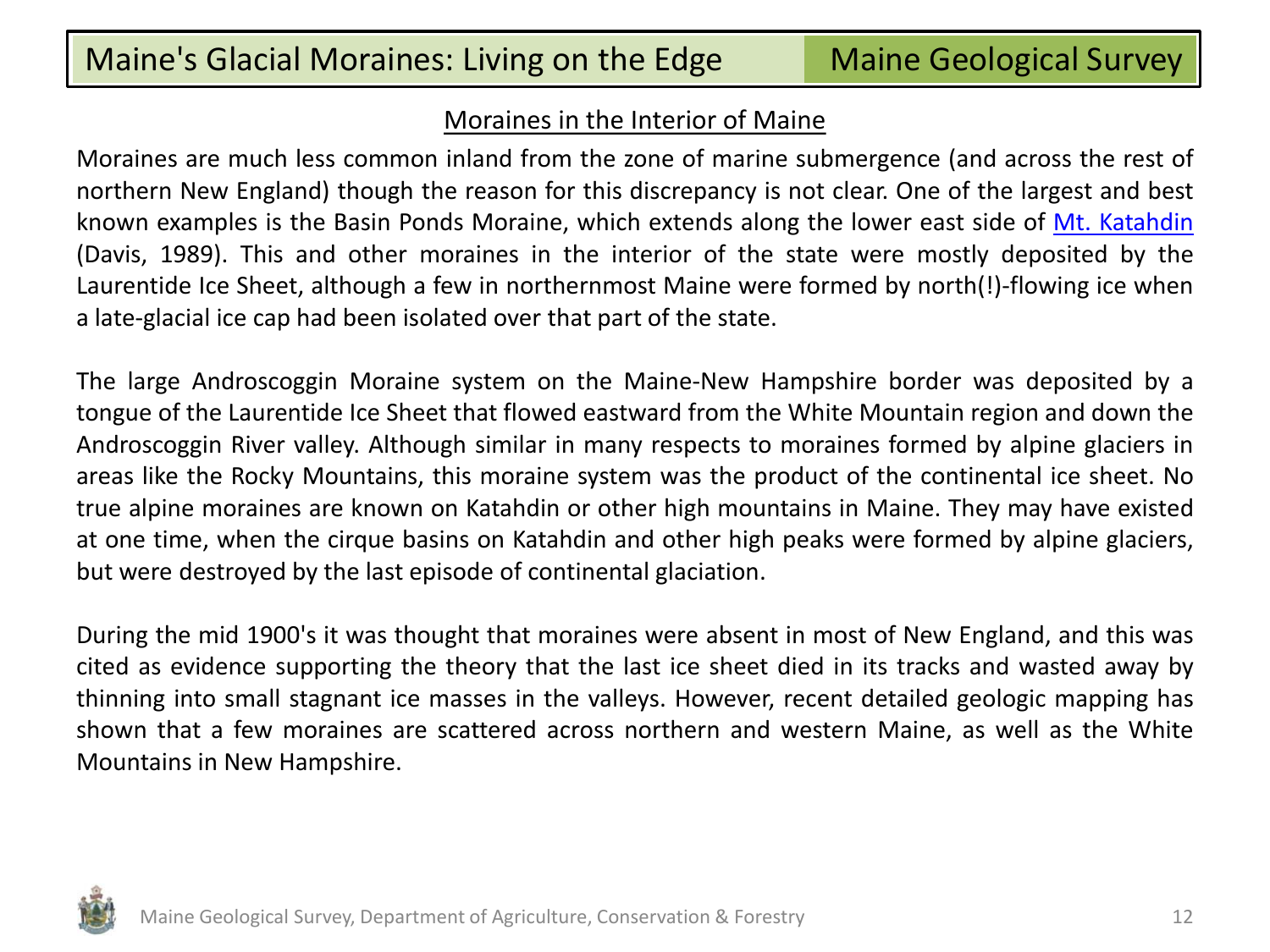## Moraines in the Interior of Maine

Moraines are much less common inland from the zone of marine submergence (and across the rest of northern New England) though the reason for this discrepancy is not clear. One of the largest and best known examples is the Basin Ponds Moraine, which extends along the lower east side of Mt. Katahdin (Davis, 1989). This and other moraines in the interior of the state were mostly deposited by the Laurentide Ice Sheet, although a few in northernmost Maine were formed by north(!)-flowing ice when a late-glacial ice cap had been isolated over that part of the state.

The large Androscoggin Moraine system on the Maine-New Hampshire border was deposited by a tongue of the Laurentide Ice Sheet that flowed eastward from the White Mountain region and down the Androscoggin River valley. Although similar in many respects to moraines formed by alpine glaciers in areas like the Rocky Mountains, this moraine system was the product of the continental ice sheet. No true alpine moraines are known on Katahdin or other high mountains in Maine. They may have existed at one time, when the cirque basins on Katahdin and other high peaks were formed by alpine glaciers, but were destroyed by the last episode of continental glaciation.

During the mid 1900's it was thought that moraines were absent in most of New England, and this was cited as evidence supporting the theory that the last ice sheet died in its tracks and wasted away by thinning into small stagnant ice masses in the valleys. However, recent detailed geologic mapping has shown that a few moraines are scattered across northern and western Maine, as well as the White Mountains in New Hampshire.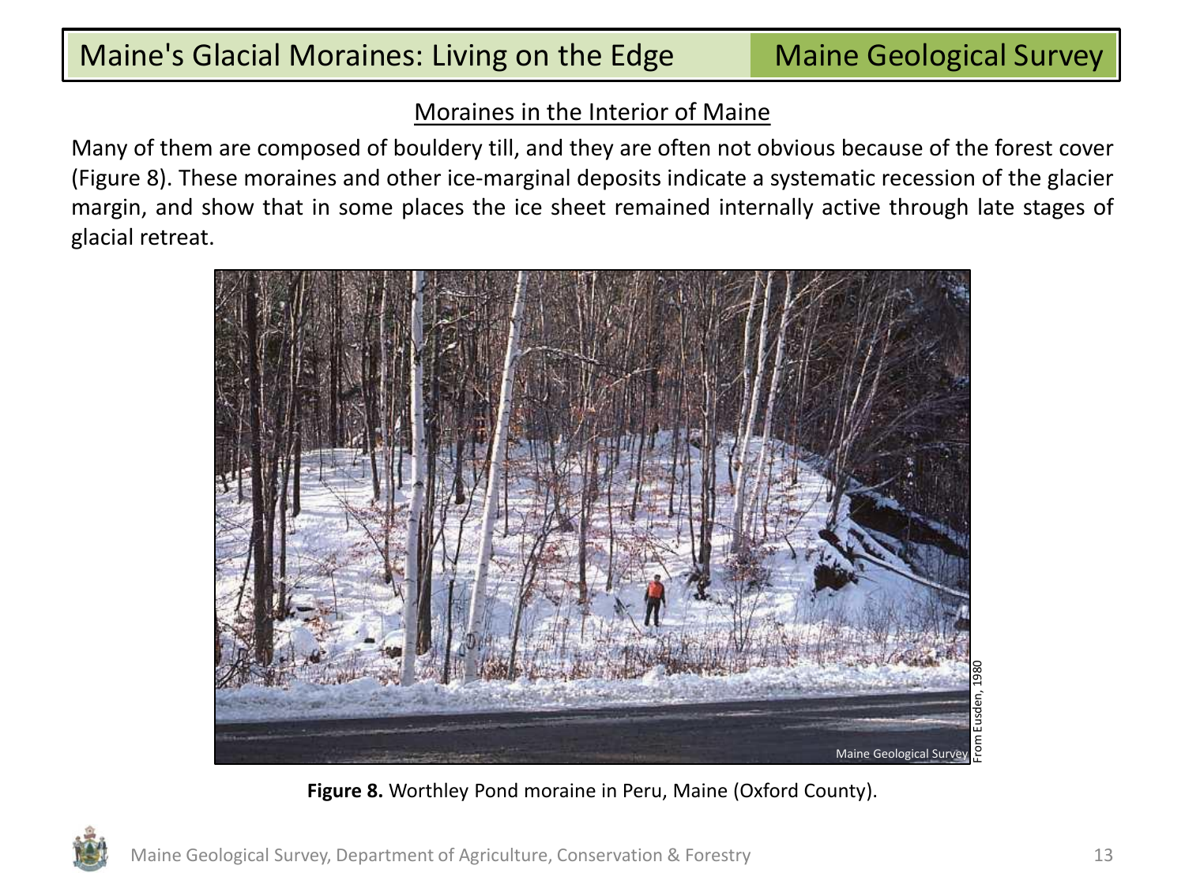## Moraines in the Interior of Maine

Many of them are composed of bouldery till, and they are often not obvious because of the forest cover (Figure 8). These moraines and other ice-marginal deposits indicate a systematic recession of the glacier margin, and show that in some places the ice sheet remained internally active through late stages of glacial retreat.

**Figure 8.** Worthley Pond moraine in Peru, Maine (Oxford County).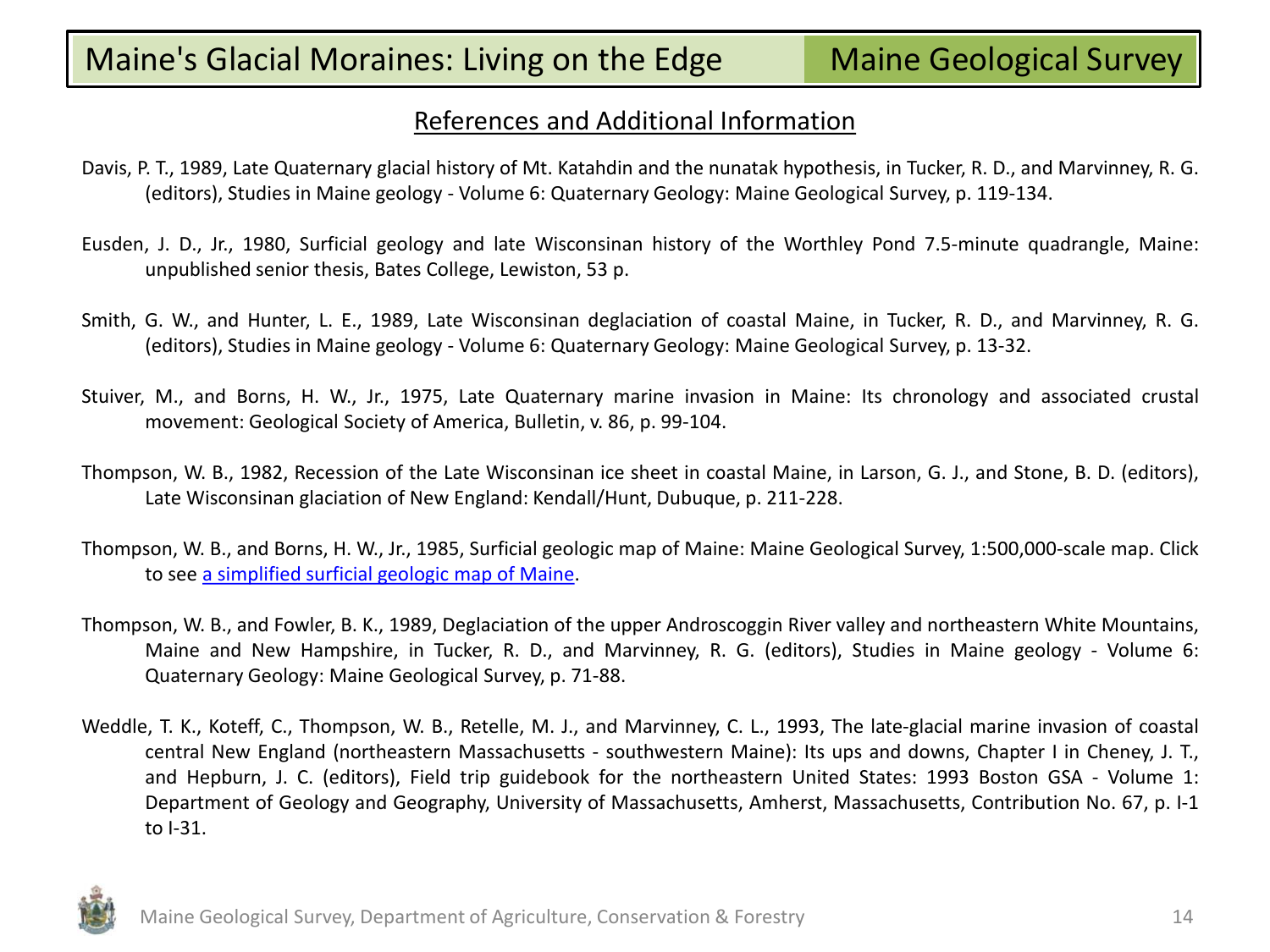## References and Additional Information

Davis, P. T., 1989, Late Quaternary glacial history of Mt. Katahdin and the nunatak hypothesis, in Tucker, R. D., and Marvinney, R. G. (editors), Studies in Maine geology - Volume 6: Quaternary Geology: Maine Geological Survey, p. 119-134.

Eusden, J. D., Jr., 1980, Surficial geology and late Wisconsinan history of the Worthley Pond 7.5-minute quadrangle, Maine: unpublished senior thesis, Bates College, Lewiston, 53 p.

Smith, G. W., and Hunter, L. E., 1989, Late Wisconsinan deglaciation of coastal Maine, in Tucker, R. D., and Marvinney, R. G. (editors), Studies in Maine geology - Volume 6: Quaternary Geology: Maine Geological Survey, p. 13-32.

Stuiver, M., and Borns, H. W., Jr., 1975, Late Quaternary marine invasion in Maine: Its chronology and associated crustal movement: Geological Society of America, Bulletin, v. 86, p. 99-104.

Thompson, W. B., 1982, Recession of the Late Wisconsinan ice sheet in coastal Maine, in Larson, G. J., and Stone, B. D. (editors), Late Wisconsinan glaciation of New England: Kendall/Hunt, Dubuque, p. 211-228.

Thompson, W. B., and Borns, H. W., Jr., 1985, Surficial geologic map of Maine: Maine Geological Survey, 1:500,000-scale map. Click to see a simplified surficial geologic map of Maine.

Thompson, W. B., and Fowler, B. K., 1989, Deglaciation of the upper Androscoggin River valley and northeastern White Mountains, Maine and New Hampshire, in Tucker, R. D., and Marvinney, R. G. (editors), Studies in Maine geology - Volume 6: Quaternary Geology: Maine Geological Survey, p. 71-88.

Weddle, T. K., Koteff, C., Thompson, W. B., Retelle, M. J., and Marvinney, C. L., 1993, The late-glacial marine invasion of coastal central New England (northeastern Massachusetts - southwestern Maine): Its ups and downs, Chapter I in Cheney, J. T., and Hepburn, J. C. (editors), Field trip guidebook for the northeastern United States: 1993 Boston GSA - Volume 1: Department of Geology and Geography, University of Massachusetts, Amherst, Massachusetts, Contribution No. 67, p. I-1 to I-31.